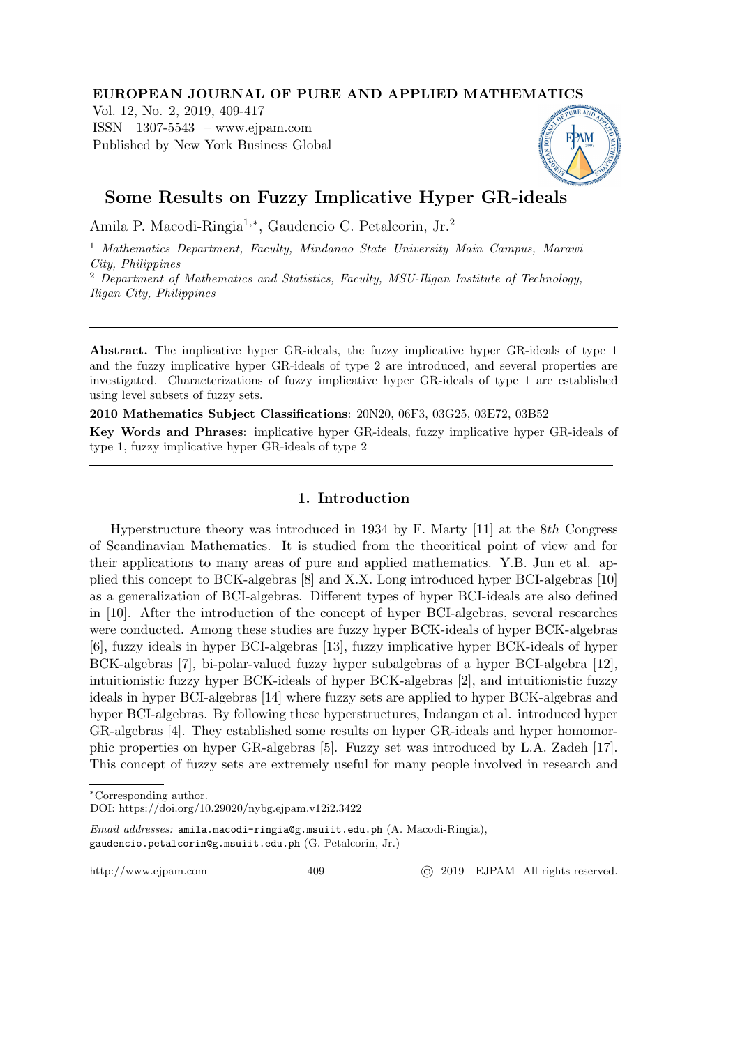# Some Results on Fuzzy Implicative Hyper GR-ideals

Amila P. Macodi-Ringia[1,*], Gaudencio C. Petalcorin, Jr.[2]

[1] *Mathematics Department, Faculty, Mindanao State University Main Campus, Marawi City, Philippines*

[2] *Department of Mathematics and Statistics, Faculty, MSU-Iligan Institute of Technology, Iligan City, Philippines*

---

**Abstract.** The implicative hyper GR-ideals, the fuzzy implicative hyper GR-ideals of type 1 and the fuzzy implicative hyper GR-ideals of type 2 are introduced, and several properties are investigated. Characterizations of fuzzy implicative hyper GR-ideals of type 1 are established using level subsets of fuzzy sets.

**2010 Mathematics Subject Classifications**: 20N20, 06F3, 03G25, 03E72, 03B52

**Key Words and Phrases**: implicative hyper GR-ideals, fuzzy implicative hyper GR-ideals of type 1, fuzzy implicative hyper GR-ideals of type 2

---

## 1. Introduction

Hyperstructure theory was introduced in 1934 by F. Marty [11] at the 8*th* Congress of Scandinavian Mathematics. It is studied from the theoritical point of view and for their applications to many areas of pure and applied mathematics. Y.B. Jun et al. applied this concept to BCK-algebras [8] and X.X. Long introduced hyper BCI-algebras [10] as a generalization of BCI-algebras. Different types of hyper BCI-ideals are also defined in [10]. After the introduction of the concept of hyper BCI-algebras, several researches were conducted. Among these studies are fuzzy hyper BCK-ideals of hyper BCK-algebras [6], fuzzy ideals in hyper BCI-algebras [13], fuzzy implicative hyper BCK-ideals of hyper BCK-algebras [7], bi-polar-valued fuzzy hyper subalgebras of a hyper BCI-algebra [12], intuitionistic fuzzy hyper BCK-ideals of hyper BCK-algebras [2], and intuitionistic fuzzy ideals in hyper BCI-algebras [14] where fuzzy sets are applied to hyper BCK-algebras and hyper BCI-algebras. By following these hyperstructures, Indangan et al. introduced hyper GR-algebras [4]. They established some results on hyper GR-ideals and hyper homomorphic properties on hyper GR-algebras [5]. Fuzzy set was introduced by L.A. Zadeh [17]. This concept of fuzzy sets are extremely useful for many people involved in research and

---

*Corresponding author.

DOI: https://doi.org/10.29020/nybg.ejpam.v12i2.3422

*Email addresses:* amila.macodi-ringia@g.msuiit.edu.ph (A. Macodi-Ringia), gaudencio.petalcorin@g.msuiit.edu.ph (G. Petalcorin, Jr.)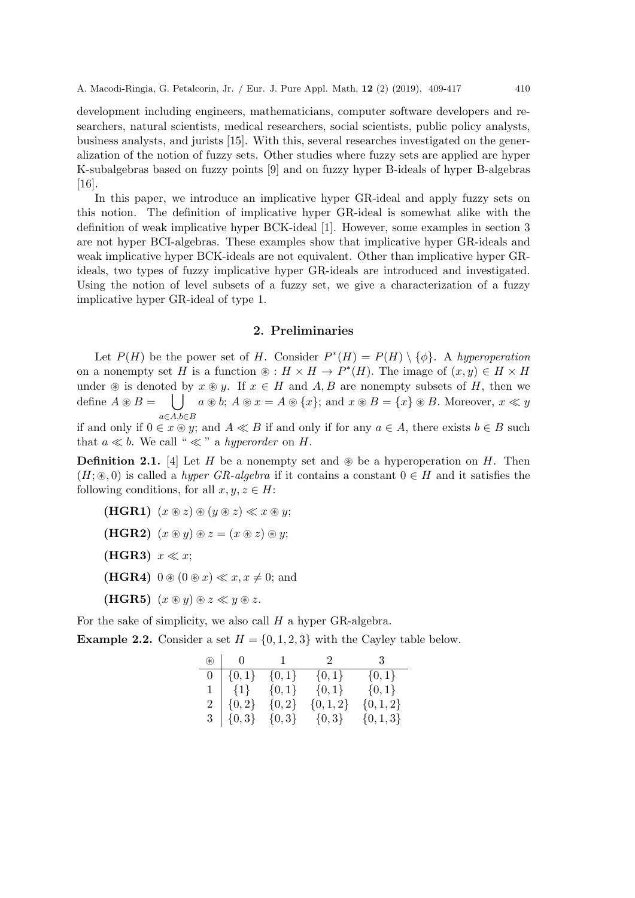development including engineers, mathematicians, computer software developers and researchers, natural scientists, medical researchers, social scientists, public policy analysts, business analysts, and jurists [15]. With this, several researches investigated on the generalization of the notion of fuzzy sets. Other studies where fuzzy sets are applied are hyper K-subalgebras based on fuzzy points [9] and on fuzzy hyper B-ideals of hyper B-algebras [16].

In this paper, we introduce an implicative hyper GR-ideal and apply fuzzy sets on this notion. The definition of implicative hyper GR-ideal is somewhat alike with the definition of weak implicative hyper BCK-ideal [1]. However, some examples in section 3 are not hyper BCI-algebras. These examples show that implicative hyper GR-ideals and weak implicative hyper BCK-ideals are not equivalent. Other than implicative hyper GR-ideals, two types of fuzzy implicative hyper GR-ideals are introduced and investigated. Using the notion of level subsets of a fuzzy set, we give a characterization of a fuzzy implicative hyper GR-ideal of type 1.

## 2. Preliminaries

Let $P(H)$ be the power set of $H$. Consider $P^*(H) = P(H) \setminus \{\phi\}$. A *hyperoperation* on a nonempty set $H$ is a function $\circledast : H \times H \to P^*(H)$. The image of $(x, y) \in H \times H$ under $\circledast$ is denoted by $x \circledast y$. If $x \in H$ and $A, B$ are nonempty subsets of $H$, then we define $A \circledast B = \bigcup_{a \in A, b \in B} a \circledast b$; $A \circledast x = A \circledast \{x\}$; and $x \circledast B = \{x\} \circledast B$. Moreover, $x \ll y$ if and only if $0 \in x \circledast y$; and $A \ll B$ if and only if for any $a \in A$, there exists $b \in B$ such that $a \ll b$. We call " $\ll$ " a *hyperorder* on $H$.

**Definition 2.1.** [4] Let $H$ be a nonempty set and $\circledast$ be a hyperoperation on $H$. Then $(H; \circledast, 0)$ is called a *hyper GR-algebra* if it contains a constant $0 \in H$ and it satisfies the following conditions, for all $x, y, z \in H$:

- **(HGR1)** $(x \circledast z) \circledast (y \circledast z) \ll x \circledast y$;
- **(HGR2)** $(x \circledast y) \circledast z = (x \circledast z) \circledast y$;
- **(HGR3)** $x \ll x$;
- **(HGR4)** $0 \circledast (0 \circledast x) \ll x, x \neq 0$; and
- **(HGR5)** $(x \circledast y) \circledast z \ll y \circledast z$.

For the sake of simplicity, we also call $H$ a hyper GR-algebra.

**Example 2.2.** Consider a set $H = \{0, 1, 2, 3\}$ with the Cayley table below.

| $\circledast$ | 0 | 1 | 2 | 3 |
|---|---|---|---|---|
| 0 | $\{0,1\}$ | $\{0,1\}$ | $\{0,1\}$ | $\{0,1\}$ |
| 1 | $\{1\}$ | $\{0,1\}$ | $\{0,1\}$ | $\{0,1\}$ |
| 2 | $\{0,2\}$ | $\{0,2\}$ | $\{0,1,2\}$ | $\{0,1,2\}$ |
| 3 | $\{0,3\}$ | $\{0,3\}$ | $\{0,3\}$ | $\{0,1,3\}$ |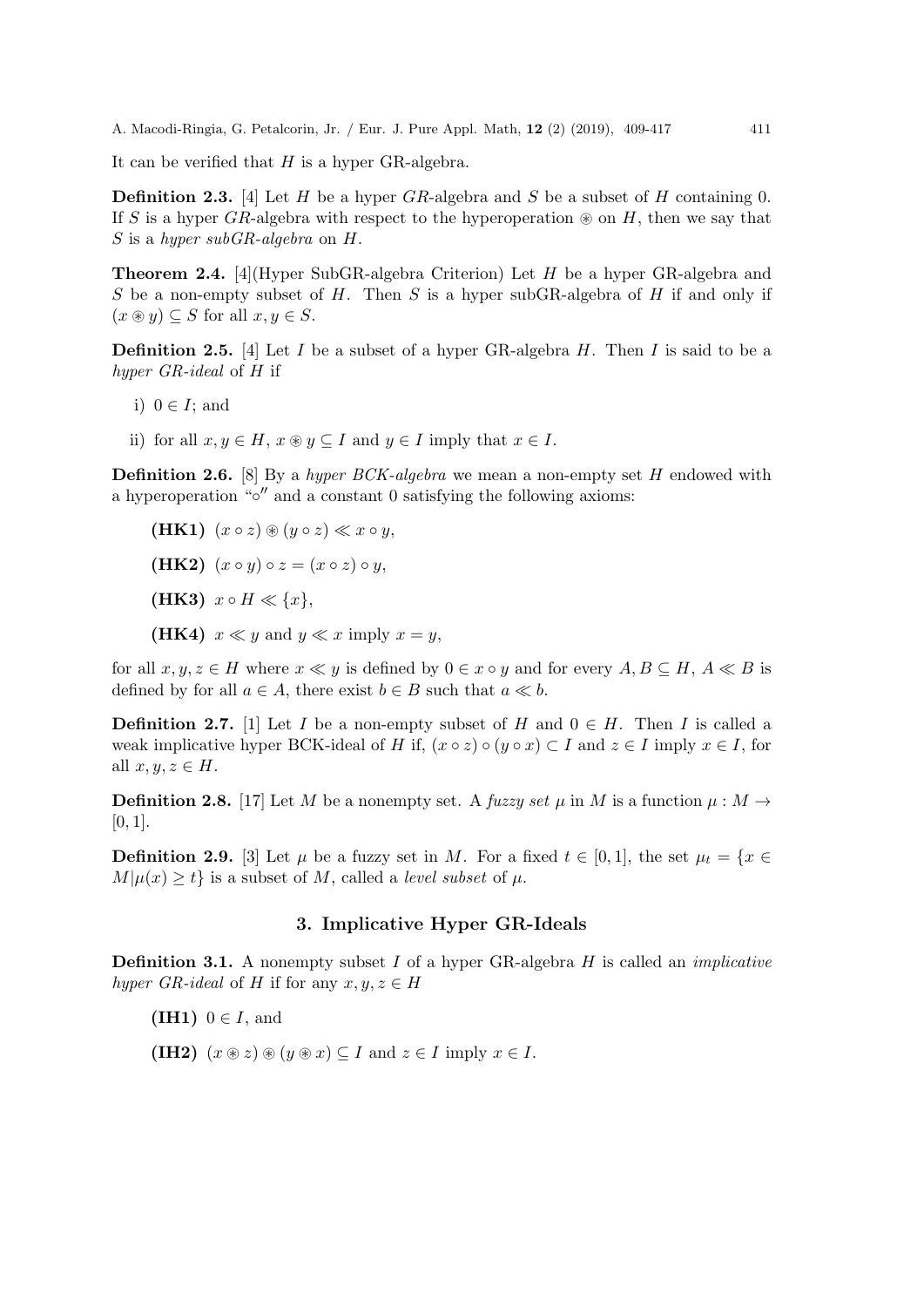It can be verified that $H$ is a hyper GR-algebra.

**Definition 2.3.** [4] Let $H$ be a hyper $GR$-algebra and $S$ be a subset of $H$ containing 0. If $S$ is a hyper $GR$-algebra with respect to the hyperoperation $\circledast$ on $H$, then we say that $S$ is a *hyper subGR-algebra* on $H$.

**Theorem 2.4.** [4](Hyper SubGR-algebra Criterion) Let $H$ be a hyper GR-algebra and $S$ be a non-empty subset of $H$. Then $S$ is a hyper subGR-algebra of $H$ if and only if $(x \circledast y) \subseteq S$ for all $x, y \in S$.

**Definition 2.5.** [4] Let $I$ be a subset of a hyper GR-algebra $H$. Then $I$ is said to be a *hyper GR-ideal* of $H$ if

i) $0 \in I$; and

ii) for all $x, y \in H$, $x \circledast y \subseteq I$ and $y \in I$ imply that $x \in I$.

**Definition 2.6.** [8] By a *hyper BCK-algebra* we mean a non-empty set $H$ endowed with a hyperoperation "$\circ$" and a constant 0 satisfying the following axioms:

**(HK1)** $(x \circ z) \circledast (y \circ z) \ll x \circ y$,

**(HK2)** $(x \circ y) \circ z = (x \circ z) \circ y$,

**(HK3)** $x \circ H \ll \{x\}$,

**(HK4)** $x \ll y$ and $y \ll x$ imply $x = y$,

for all $x, y, z \in H$ where $x \ll y$ is defined by $0 \in x \circ y$ and for every $A, B \subseteq H$, $A \ll B$ is defined by for all $a \in A$, there exist $b \in B$ such that $a \ll b$.

**Definition 2.7.** [1] Let $I$ be a non-empty subset of $H$ and $0 \in H$. Then $I$ is called a weak implicative hyper BCK-ideal of $H$ if, $(x \circ z) \circ (y \circ x) \subset I$ and $z \in I$ imply $x \in I$, for all $x, y, z \in H$.

**Definition 2.8.** [17] Let $M$ be a nonempty set. A *fuzzy set* $\mu$ in $M$ is a function $\mu : M \to [0, 1]$.

**Definition 2.9.** [3] Let $\mu$ be a fuzzy set in $M$. For a fixed $t \in [0, 1]$, the set $\mu_t = \{x \in M | \mu(x) \geq t\}$ is a subset of $M$, called a *level subset* of $\mu$.

## 3. Implicative Hyper GR-Ideals

**Definition 3.1.** A nonempty subset $I$ of a hyper GR-algebra $H$ is called an *implicative hyper GR-ideal* of $H$ if for any $x, y, z \in H$

**(IH1)** $0 \in I$, and

**(IH2)** $(x \circledast z) \circledast (y \circledast x) \subseteq I$ and $z \in I$ imply $x \in I$.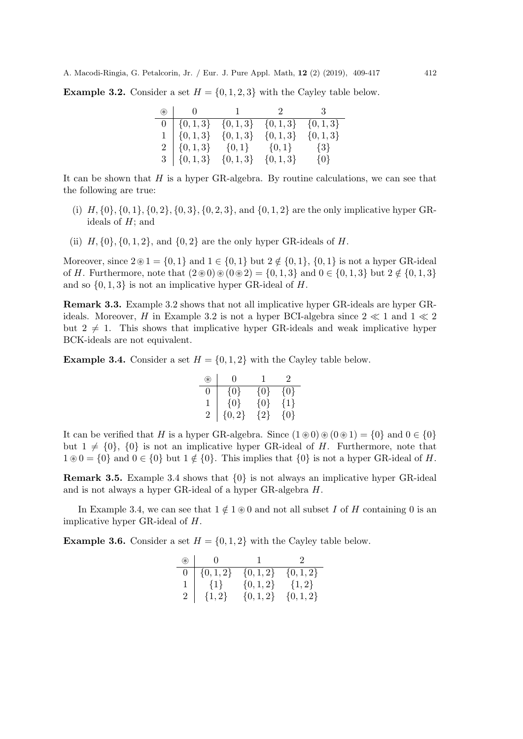**Example 3.2.** Consider a set $H = \{0, 1, 2, 3\}$ with the Cayley table below.

| $\circledast$ | 0 | 1 | 2 | 3 |
|---|---|---|---|---|
| 0 | $\{0, 1, 3\}$ | $\{0, 1, 3\}$ | $\{0, 1, 3\}$ | $\{0, 1, 3\}$ |
| 1 | $\{0, 1, 3\}$ | $\{0, 1, 3\}$ | $\{0, 1, 3\}$ | $\{0, 1, 3\}$ |
| 2 | $\{0, 1, 3\}$ | $\{0, 1\}$ | $\{0, 1\}$ | $\{3\}$ |
| 3 | $\{0, 1, 3\}$ | $\{0, 1, 3\}$ | $\{0, 1, 3\}$ | $\{0\}$ |

It can be shown that $H$ is a hyper GR-algebra. By routine calculations, we can see that the following are true:

(i) $H, \{0\}, \{0, 1\}, \{0, 2\}, \{0, 3\}, \{0, 2, 3\}$, and $\{0, 1, 2\}$ are the only implicative hyper GR-ideals of $H$; and

(ii) $H, \{0\}, \{0, 1, 2\}$, and $\{0, 2\}$ are the only hyper GR-ideals of $H$.

Moreover, since $2 \circledast 1 = \{0, 1\}$ and $1 \in \{0, 1\}$ but $2 \notin \{0, 1\}$, $\{0, 1\}$ is not a hyper GR-ideal of $H$. Furthermore, note that $(2 \circledast 0) \circledast (0 \circledast 2) = \{0, 1, 3\}$ and $0 \in \{0, 1, 3\}$ but $2 \notin \{0, 1, 3\}$ and so $\{0, 1, 3\}$ is not an implicative hyper GR-ideal of $H$.

**Remark 3.3.** Example 3.2 shows that not all implicative hyper GR-ideals are hyper GR-ideals. Moreover, $H$ in Example 3.2 is not a hyper BCI-algebra since $2 \ll 1$ and $1 \ll 2$ but $2 \neq 1$. This shows that implicative hyper GR-ideals and weak implicative hyper BCK-ideals are not equivalent.

**Example 3.4.** Consider a set $H = \{0, 1, 2\}$ with the Cayley table below.

| $\circledast$ | 0 | 1 | 2 |
|---|---|---|---|
| 0 | $\{0\}$ | $\{0\}$ | $\{0\}$ |
| 1 | $\{0\}$ | $\{0\}$ | $\{1\}$ |
| 2 | $\{0, 2\}$ | $\{2\}$ | $\{0\}$ |

It can be verified that $H$ is a hyper GR-algebra. Since $(1 \circledast 0) \circledast (0 \circledast 1) = \{0\}$ and $0 \in \{0\}$ but $1 \neq \{0\}$, $\{0\}$ is not an implicative hyper GR-ideal of $H$. Furthermore, note that $1 \circledast 0 = \{0\}$ and $0 \in \{0\}$ but $1 \notin \{0\}$. This implies that $\{0\}$ is not a hyper GR-ideal of $H$.

**Remark 3.5.** Example 3.4 shows that $\{0\}$ is not always an implicative hyper GR-ideal and is not always a hyper GR-ideal of a hyper GR-algebra $H$.

In Example 3.4, we can see that $1 \notin 1 \circledast 0$ and not all subset $I$ of $H$ containing 0 is an implicative hyper GR-ideal of $H$.

**Example 3.6.** Consider a set $H = \{0, 1, 2\}$ with the Cayley table below.

| $\circledast$ | 0 | 1 | 2 |
|---|---|---|---|
| 0 | $\{0, 1, 2\}$ | $\{0, 1, 2\}$ | $\{0, 1, 2\}$ |
| 1 | $\{1\}$ | $\{0, 1, 2\}$ | $\{1, 2\}$ |
| 2 | $\{1, 2\}$ | $\{0, 1, 2\}$ | $\{0, 1, 2\}$ |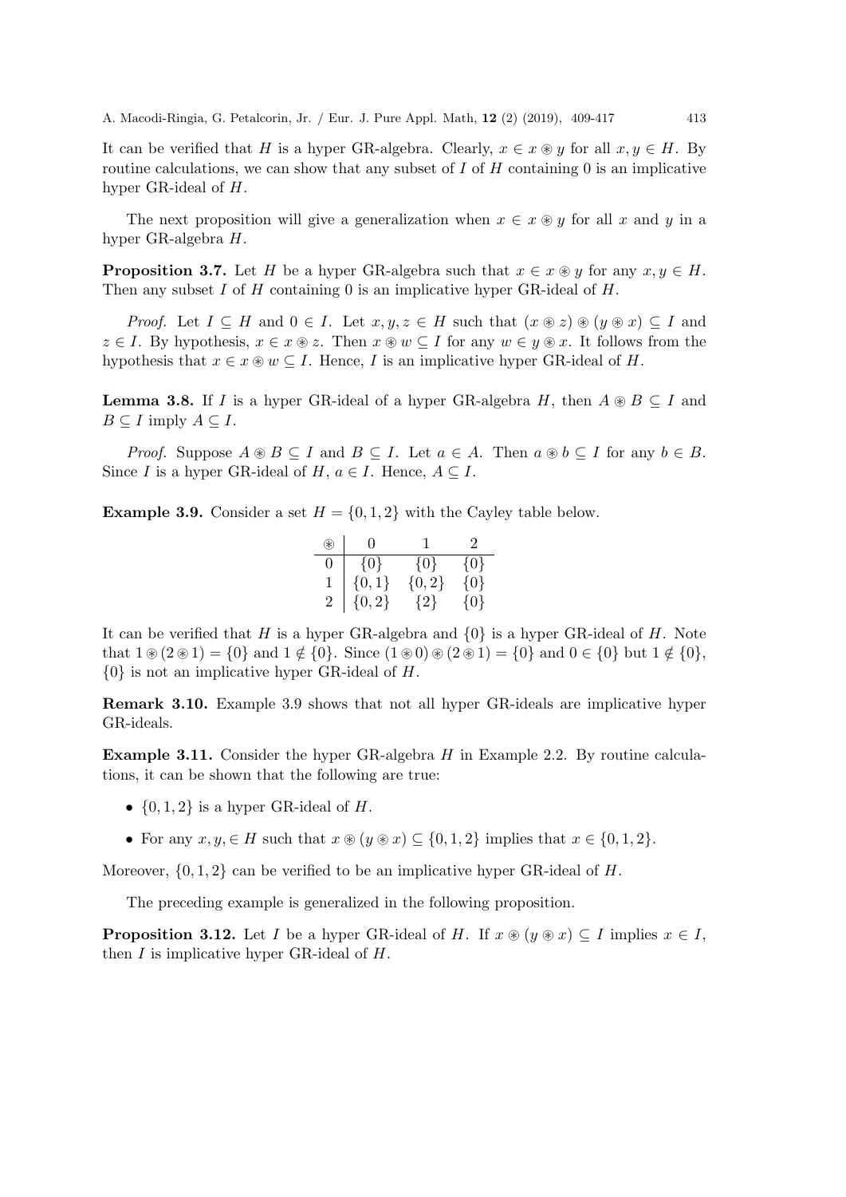It can be verified that $H$ is a hyper GR-algebra. Clearly, $x \in x \circledast y$ for all $x, y \in H$. By routine calculations, we can show that any subset of $I$ of $H$ containing 0 is an implicative hyper GR-ideal of $H$.

The next proposition will give a generalization when $x \in x \circledast y$ for all $x$ and $y$ in a hyper GR-algebra $H$.

**Proposition 3.7.** Let $H$ be a hyper GR-algebra such that $x \in x \circledast y$ for any $x, y \in H$. Then any subset $I$ of $H$ containing 0 is an implicative hyper GR-ideal of $H$.

*Proof.* Let $I \subseteq H$ and $0 \in I$. Let $x, y, z \in H$ such that $(x \circledast z) \circledast (y \circledast x) \subseteq I$ and $z \in I$. By hypothesis, $x \in x \circledast z$. Then $x \circledast w \subseteq I$ for any $w \in y \circledast x$. It follows from the hypothesis that $x \in x \circledast w \subseteq I$. Hence, $I$ is an implicative hyper GR-ideal of $H$.

**Lemma 3.8.** If $I$ is a hyper GR-ideal of a hyper GR-algebra $H$, then $A \circledast B \subseteq I$ and $B \subseteq I$ imply $A \subseteq I$.

*Proof.* Suppose $A \circledast B \subseteq I$ and $B \subseteq I$. Let $a \in A$. Then $a \circledast b \subseteq I$ for any $b \in B$. Since $I$ is a hyper GR-ideal of $H$, $a \in I$. Hence, $A \subseteq I$.

**Example 3.9.** Consider a set $H = \{0, 1, 2\}$ with the Cayley table below.

| $\circledast$ | 0 | 1 | 2 |
|---|---|---|---|
| 0 | $\{0\}$ | $\{0\}$ | $\{0\}$ |
| 1 | $\{0, 1\}$ | $\{0, 2\}$ | $\{0\}$ |
| 2 | $\{0, 2\}$ | $\{2\}$ | $\{0\}$ |

It can be verified that $H$ is a hyper GR-algebra and $\{0\}$ is a hyper GR-ideal of $H$. Note that $1 \circledast (2 \circledast 1) = \{0\}$ and $1 \notin \{0\}$. Since $(1 \circledast 0) \circledast (2 \circledast 1) = \{0\}$ and $0 \in \{0\}$ but $1 \notin \{0\}$, $\{0\}$ is not an implicative hyper GR-ideal of $H$.

**Remark 3.10.** Example 3.9 shows that not all hyper GR-ideals are implicative hyper GR-ideals.

**Example 3.11.** Consider the hyper GR-algebra $H$ in Example 2.2. By routine calculations, it can be shown that the following are true:

- $\{0, 1, 2\}$ is a hyper GR-ideal of $H$.
- For any $x, y, \in H$ such that $x \circledast (y \circledast x) \subseteq \{0, 1, 2\}$ implies that $x \in \{0, 1, 2\}$.

Moreover, $\{0, 1, 2\}$ can be verified to be an implicative hyper GR-ideal of $H$.

The preceding example is generalized in the following proposition.

**Proposition 3.12.** Let $I$ be a hyper GR-ideal of $H$. If $x \circledast (y \circledast x) \subseteq I$ implies $x \in I$, then $I$ is implicative hyper GR-ideal of $H$.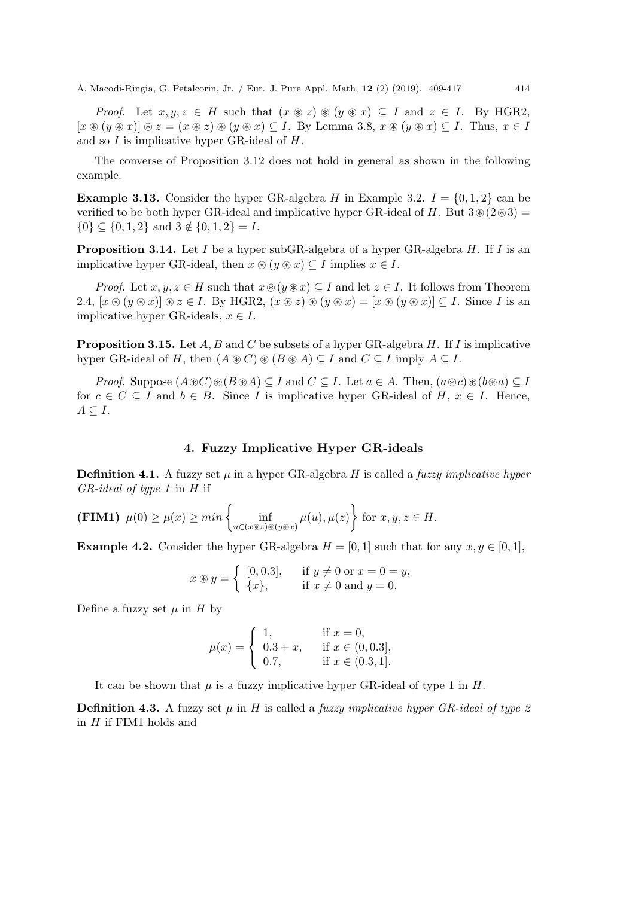*Proof.* Let $x, y, z \in H$ such that $(x \circledast z) \circledast (y \circledast x) \subseteq I$ and $z \in I$. By HGR2, $[x \circledast (y \circledast x)] \circledast z = (x \circledast z) \circledast (y \circledast x) \subseteq I$. By Lemma 3.8, $x \circledast (y \circledast x) \subseteq I$. Thus, $x \in I$ and so $I$ is implicative hyper GR-ideal of $H$.

The converse of Proposition 3.12 does not hold in general as shown in the following example.

**Example 3.13.** Consider the hyper GR-algebra $H$ in Example 3.2. $I = \{0, 1, 2\}$ can be verified to be both hyper GR-ideal and implicative hyper GR-ideal of $H$. But $3 \circledast (2 \circledast 3) = \{0\} \subseteq \{0, 1, 2\}$ and $3 \notin \{0, 1, 2\} = I$.

**Proposition 3.14.** Let $I$ be a hyper subGR-algebra of a hyper GR-algebra $H$. If $I$ is an implicative hyper GR-ideal, then $x \circledast (y \circledast x) \subseteq I$ implies $x \in I$.

*Proof.* Let $x, y, z \in H$ such that $x \circledast (y \circledast x) \subseteq I$ and let $z \in I$. It follows from Theorem 2.4, $[x \circledast (y \circledast x)] \circledast z \in I$. By HGR2, $(x \circledast z) \circledast (y \circledast x) = [x \circledast (y \circledast x)] \subseteq I$. Since $I$ is an implicative hyper GR-ideals, $x \in I$.

**Proposition 3.15.** Let $A, B$ and $C$ be subsets of a hyper GR-algebra $H$. If $I$ is implicative hyper GR-ideal of $H$, then $(A \circledast C) \circledast (B \circledast A) \subseteq I$ and $C \subseteq I$ imply $A \subseteq I$.

*Proof.* Suppose $(A \circledast C) \circledast (B \circledast A) \subseteq I$ and $C \subseteq I$. Let $a \in A$. Then, $(a \circledast c) \circledast (b \circledast a) \subseteq I$ for $c \in C \subseteq I$ and $b \in B$. Since $I$ is implicative hyper GR-ideal of $H$, $x \in I$. Hence, $A \subseteq I$.

## 4. Fuzzy Implicative Hyper GR-ideals

**Definition 4.1.** A fuzzy set $\mu$ in a hyper GR-algebra $H$ is called a *fuzzy implicative hyper GR-ideal of type 1* in $H$ if

**(FIM1)** $\mu(0) \geq \mu(x) \geq min\left\{ \inf_{u \in (x \circledast z) \circledast (y \circledast x)} \mu(u), \mu(z) \right\}$ for $x, y, z \in H$.

**Example 4.2.** Consider the hyper GR-algebra $H = [0, 1]$ such that for any $x, y \in [0, 1]$,

$$x \circledast y = \begin{cases} [0, 0.3], & \text{if } y \neq 0 \text{ or } x = 0 = y, \\ \{x\}, & \text{if } x \neq 0 \text{ and } y = 0. \end{cases}$$

Define a fuzzy set $\mu$ in $H$ by

$$\mu(x) = \begin{cases} 1, & \text{if } x = 0, \\ 0.3 + x, & \text{if } x \in (0, 0.3], \\ 0.7, & \text{if } x \in (0.3, 1]. \end{cases}$$

It can be shown that $\mu$ is a fuzzy implicative hyper GR-ideal of type 1 in $H$.

**Definition 4.3.** A fuzzy set $\mu$ in $H$ is called a *fuzzy implicative hyper GR-ideal of type 2* in $H$ if FIM1 holds and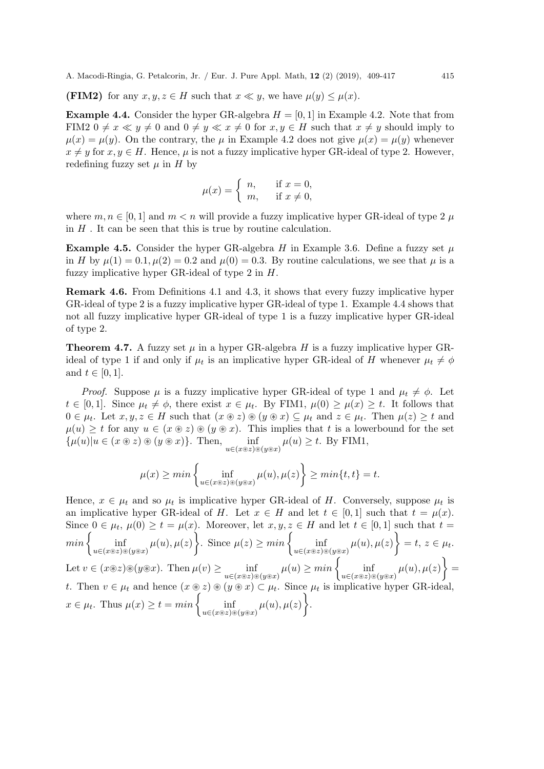**(FIM2)** for any $x, y, z \in H$ such that $x \ll y$, we have $\mu(y) \leq \mu(x)$.

**Example 4.4.** Consider the hyper GR-algebra $H = [0, 1]$ in Example 4.2. Note that from FIM2 $0 \neq x \ll y \neq 0$ and $0 \neq y \ll x \neq 0$ for $x, y \in H$ such that $x \neq y$ should imply to $\mu(x) = \mu(y)$. On the contrary, the $\mu$ in Example 4.2 does not give $\mu(x) = \mu(y)$ whenever $x \neq y$ for $x, y \in H$. Hence, $\mu$ is not a fuzzy implicative hyper GR-ideal of type 2. However, redefining fuzzy set $\mu$ in $H$ by

$$\mu(x) = \begin{cases} n, & \text{if } x = 0, \\ m, & \text{if } x \neq 0, \end{cases}$$

where $m, n \in [0, 1]$ and $m < n$ will provide a fuzzy implicative hyper GR-ideal of type 2 $\mu$ in $H$ . It can be seen that this is true by routine calculation.

**Example 4.5.** Consider the hyper GR-algebra $H$ in Example 3.6. Define a fuzzy set $\mu$ in $H$ by $\mu(1) = 0.1, \mu(2) = 0.2$ and $\mu(0) = 0.3$. By routine calculations, we see that $\mu$ is a fuzzy implicative hyper GR-ideal of type 2 in $H$.

**Remark 4.6.** From Definitions 4.1 and 4.3, it shows that every fuzzy implicative hyper GR-ideal of type 2 is a fuzzy implicative hyper GR-ideal of type 1. Example 4.4 shows that not all fuzzy implicative hyper GR-ideal of type 1 is a fuzzy implicative hyper GR-ideal of type 2.

**Theorem 4.7.** *A fuzzy set $\mu$ in a hyper GR-algebra $H$ is a fuzzy implicative hyper GR-ideal of type 1 if and only if $\mu_t$ is an implicative hyper GR-ideal of $H$ whenever $\mu_t \neq \phi$ and $t \in [0, 1]$.*

*Proof.* Suppose $\mu$ is a fuzzy implicative hyper GR-ideal of type 1 and $\mu_t \neq \phi$. Let $t \in [0, 1]$. Since $\mu_t \neq \phi$, there exist $x \in \mu_t$. By FIM1, $\mu(0) \geq \mu(x) \geq t$. It follows that $0 \in \mu_t$. Let $x, y, z \in H$ such that $(x \circledast z) \circledast (y \circledast x) \subseteq \mu_t$ and $z \in \mu_t$. Then $\mu(z) \geq t$ and $\mu(u) \geq t$ for any $u \in (x \circledast z) \circledast (y \circledast x)$. This implies that $t$ is a lowerbound for the set $\{\mu(u) | u \in (x \circledast z) \circledast (y \circledast x)\}$. Then, $\inf\limits_{u \in (x \circledast z) \circledast (y \circledast x)} \mu(u) \geq t$. By FIM1,

$$\mu(x) \geq min\left\{\inf_{u \in (x \circledast z) \circledast (y \circledast x)} \mu(u), \mu(z)\right\} \geq min\{t, t\} = t.$$

Hence, $x \in \mu_t$ and so $\mu_t$ is implicative hyper GR-ideal of $H$. Conversely, suppose $\mu_t$ is an implicative hyper GR-ideal of $H$. Let $x \in H$ and let $t \in [0, 1]$ such that $t = \mu(x)$. Since $0 \in \mu_t$, $\mu(0) \geq t = \mu(x)$. Moreover, let $x, y, z \in H$ and let $t \in [0, 1]$ such that $t = min\left\{\inf\limits_{u \in (x \circledast z) \circledast (y \circledast x)} \mu(u), \mu(z)\right\}$. Since $\mu(z) \geq min\left\{\inf\limits_{u \in (x \circledast z) \circledast (y \circledast x)} \mu(u), \mu(z)\right\} = t$, $z \in \mu_t$. Let $v \in (x \circledast z) \circledast (y \circledast x)$. Then $\mu(v) \geq \inf\limits_{u \in (x \circledast z) \circledast (y \circledast x)} \mu(u) \geq min\left\{\inf\limits_{u \in (x \circledast z) \circledast (y \circledast x)} \mu(u), \mu(z)\right\} = t$. Then $v \in \mu_t$ and hence $(x \circledast z) \circledast (y \circledast x) \subset \mu_t$. Since $\mu_t$ is implicative hyper GR-ideal, $x \in \mu_t$. Thus $\mu(x) \geq t = min\left\{\inf\limits_{u \in (x \circledast z) \circledast (y \circledast x)} \mu(u), \mu(z)\right\}$.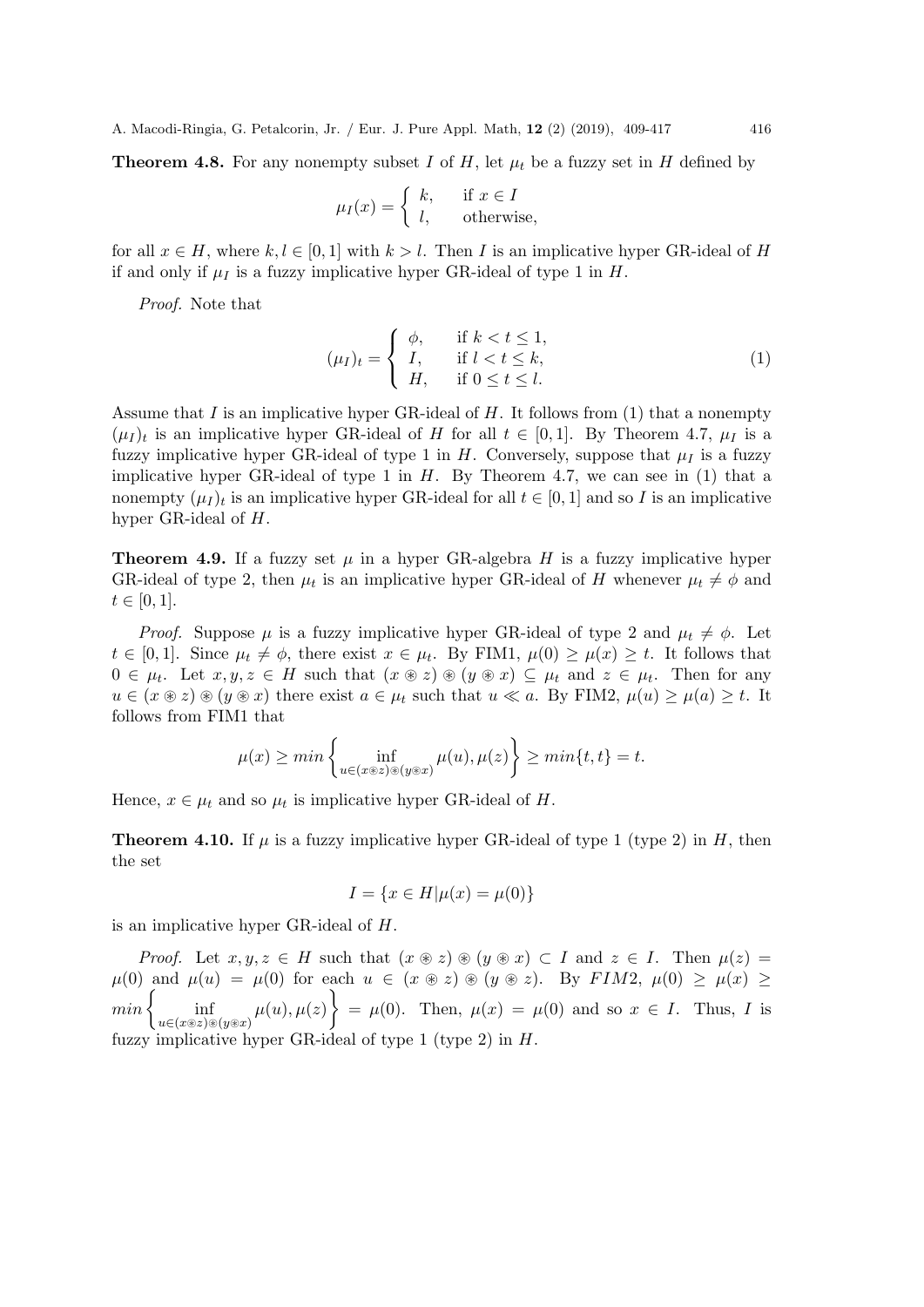**Theorem 4.8.** For any nonempty subset $I$ of $H$, let $\mu_t$ be a fuzzy set in $H$ defined by

$$\mu_I(x) = \begin{cases} k, & \text{if } x \in I \\ l, & \text{otherwise,} \end{cases}$$

for all $x \in H$, where $k, l \in [0,1]$ with $k > l$. Then $I$ is an implicative hyper GR-ideal of $H$ if and only if $\mu_I$ is a fuzzy implicative hyper GR-ideal of type 1 in $H$.

*Proof.* Note that

$$(\mu_I)_t = \begin{cases} \phi, & \text{if } k < t \leq 1, \\ I, & \text{if } l < t \leq k, \\ H, & \text{if } 0 \leq t \leq l. \end{cases} \tag{1}$$

Assume that $I$ is an implicative hyper GR-ideal of $H$. It follows from (1) that a nonempty $(\mu_I)_t$ is an implicative hyper GR-ideal of $H$ for all $t \in [0,1]$. By Theorem 4.7, $\mu_I$ is a fuzzy implicative hyper GR-ideal of type 1 in $H$. Conversely, suppose that $\mu_I$ is a fuzzy implicative hyper GR-ideal of type 1 in $H$. By Theorem 4.7, we can see in (1) that a nonempty $(\mu_I)_t$ is an implicative hyper GR-ideal for all $t \in [0,1]$ and so $I$ is an implicative hyper GR-ideal of $H$.

**Theorem 4.9.** If a fuzzy set $\mu$ in a hyper GR-algebra $H$ is a fuzzy implicative hyper GR-ideal of type 2, then $\mu_t$ is an implicative hyper GR-ideal of $H$ whenever $\mu_t \neq \phi$ and $t \in [0,1]$.

*Proof.* Suppose $\mu$ is a fuzzy implicative hyper GR-ideal of type 2 and $\mu_t \neq \phi$. Let $t \in [0,1]$. Since $\mu_t \neq \phi$, there exist $x \in \mu_t$. By FIM1, $\mu(0) \geq \mu(x) \geq t$. It follows that $0 \in \mu_t$. Let $x, y, z \in H$ such that $(x \circledast z) \circledast (y \circledast x) \subseteq \mu_t$ and $z \in \mu_t$. Then for any $u \in (x \circledast z) \circledast (y \circledast x)$ there exist $a \in \mu_t$ such that $u \ll a$. By FIM2, $\mu(u) \geq \mu(a) \geq t$. It follows from FIM1 that

$$\mu(x) \geq min\left\{ \inf_{u \in (x \circledast z) \circledast (y \circledast x)} \mu(u), \mu(z) \right\} \geq min\{t, t\} = t.$$

Hence, $x \in \mu_t$ and so $\mu_t$ is implicative hyper GR-ideal of $H$.

**Theorem 4.10.** If $\mu$ is a fuzzy implicative hyper GR-ideal of type 1 (type 2) in $H$, then the set

$$I = \{x \in H | \mu(x) = \mu(0)\}$$

is an implicative hyper GR-ideal of $H$.

*Proof.* Let $x, y, z \in H$ such that $(x \circledast z) \circledast (y \circledast x) \subset I$ and $z \in I$. Then $\mu(z) = \mu(0)$ and $\mu(u) = \mu(0)$ for each $u \in (x \circledast z) \circledast (y \circledast z)$. By $FIM2$, $\mu(0) \geq \mu(x) \geq min\left\{ \inf_{u \in (x \circledast z) \circledast (y \circledast x)} \mu(u), \mu(z) \right\} = \mu(0)$. Then, $\mu(x) = \mu(0)$ and so $x \in I$. Thus, $I$ is fuzzy implicative hyper GR-ideal of type 1 (type 2) in $H$.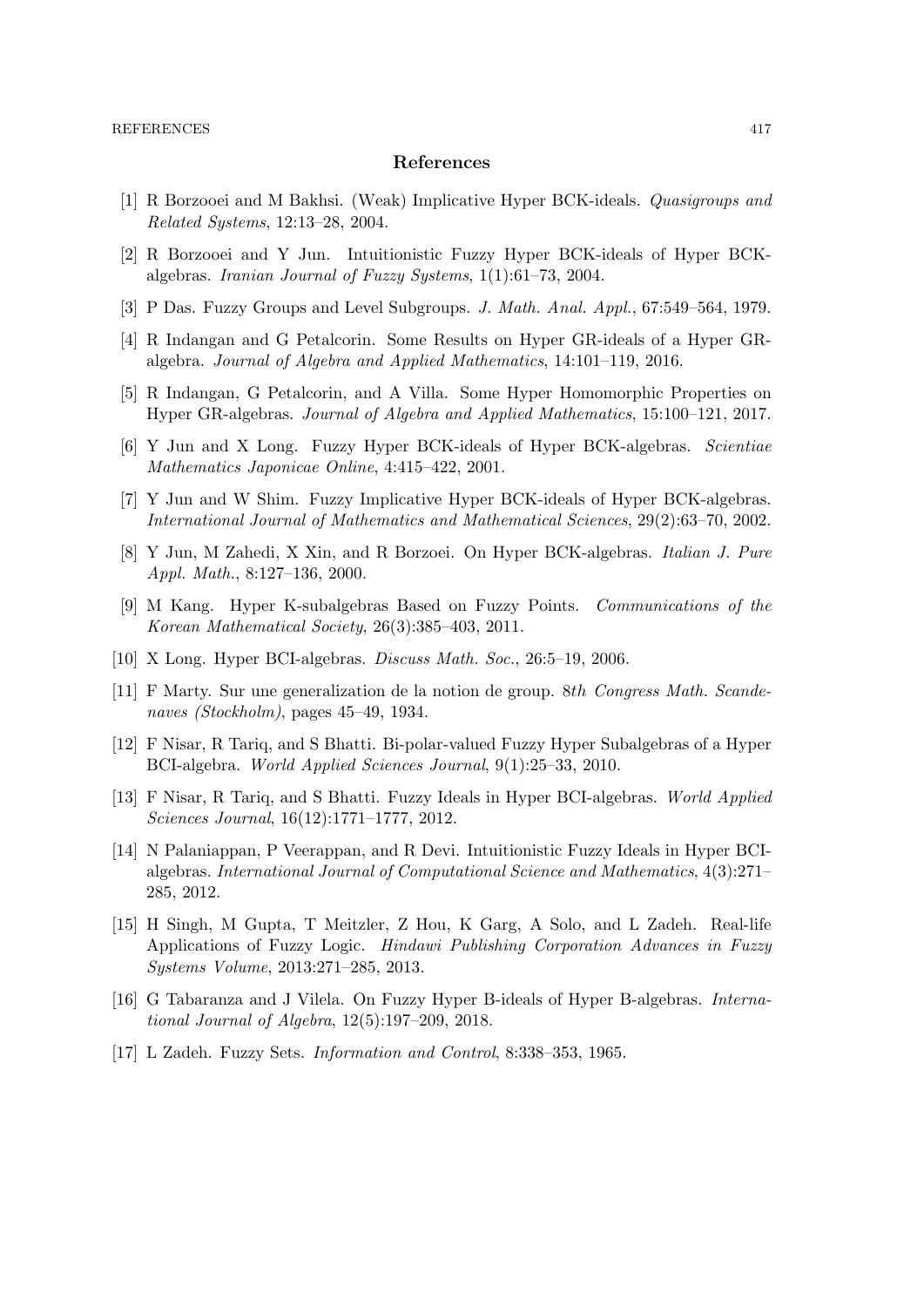## References

[1] R Borzooei and M Bakhsi. (Weak) Implicative Hyper BCK-ideals. *Quasigroups and Related Systems*, 12:13–28, 2004.

[2] R Borzooei and Y Jun. Intuitionistic Fuzzy Hyper BCK-ideals of Hyper BCK-algebras. *Iranian Journal of Fuzzy Systems*, 1(1):61–73, 2004.

[3] P Das. Fuzzy Groups and Level Subgroups. *J. Math. Anal. Appl.*, 67:549–564, 1979.

[4] R Indangan and G Petalcorin. Some Results on Hyper GR-ideals of a Hyper GR-algebra. *Journal of Algebra and Applied Mathematics*, 14:101–119, 2016.

[5] R Indangan, G Petalcorin, and A Villa. Some Hyper Homomorphic Properties on Hyper GR-algebras. *Journal of Algebra and Applied Mathematics*, 15:100–121, 2017.

[6] Y Jun and X Long. Fuzzy Hyper BCK-ideals of Hyper BCK-algebras. *Scientiae Mathematics Japonicae Online*, 4:415–422, 2001.

[7] Y Jun and W Shim. Fuzzy Implicative Hyper BCK-ideals of Hyper BCK-algebras. *International Journal of Mathematics and Mathematical Sciences*, 29(2):63–70, 2002.

[8] Y Jun, M Zahedi, X Xin, and R Borzoei. On Hyper BCK-algebras. *Italian J. Pure Appl. Math.*, 8:127–136, 2000.

[9] M Kang. Hyper K-subalgebras Based on Fuzzy Points. *Communications of the Korean Mathematical Society*, 26(3):385–403, 2011.

[10] X Long. Hyper BCI-algebras. *Discuss Math. Soc.*, 26:5–19, 2006.

[11] F Marty. Sur une generalization de la notion de group. *8th Congress Math. Scandenaves (Stockholm)*, pages 45–49, 1934.

[12] F Nisar, R Tariq, and S Bhatti. Bi-polar-valued Fuzzy Hyper Subalgebras of a Hyper BCI-algebra. *World Applied Sciences Journal*, 9(1):25–33, 2010.

[13] F Nisar, R Tariq, and S Bhatti. Fuzzy Ideals in Hyper BCI-algebras. *World Applied Sciences Journal*, 16(12):1771–1777, 2012.

[14] N Palaniappan, P Veerappan, and R Devi. Intuitionistic Fuzzy Ideals in Hyper BCI-algebras. *International Journal of Computational Science and Mathematics*, 4(3):271–285, 2012.

[15] H Singh, M Gupta, T Meitzler, Z Hou, K Garg, A Solo, and L Zadeh. Real-life Applications of Fuzzy Logic. *Hindawi Publishing Corporation Advances in Fuzzy Systems Volume*, 2013:271–285, 2013.

[16] G Tabaranza and J Vilela. On Fuzzy Hyper B-ideals of Hyper B-algebras. *International Journal of Algebra*, 12(5):197–209, 2018.

[17] L Zadeh. Fuzzy Sets. *Information and Control*, 8:338–353, 1965.